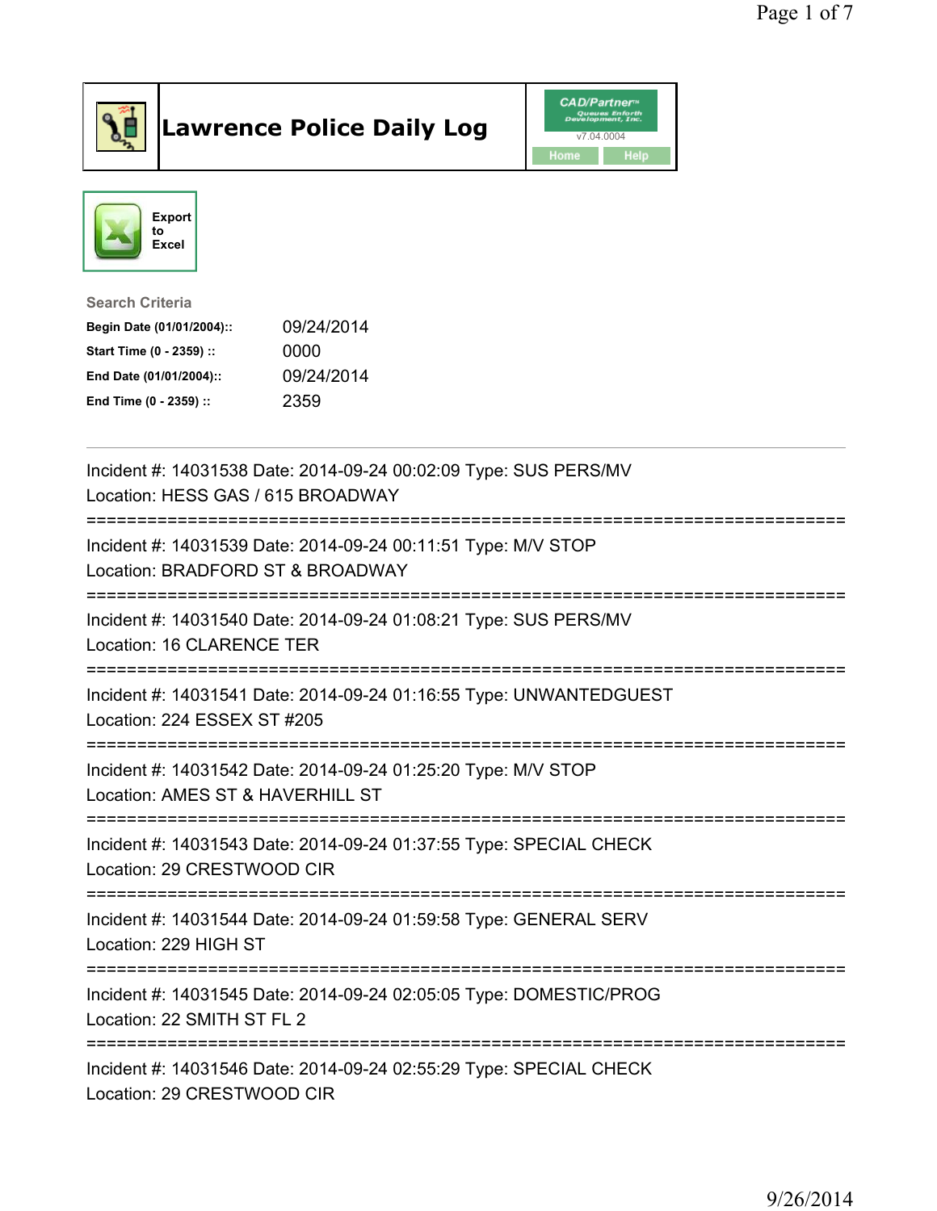# Lawrence Police Daily Log

CAD/Partner
v7.04.0004
Home Help

Export to Excel

**Search Criteria**

| | |
|---|---|
| **Begin Date (01/01/2004)::** | 09/24/2014 |
| **Start Time (0 - 2359) ::** | 0000 |
| **End Date (01/01/2004)::** | 09/24/2014 |
| **End Time (0 - 2359) ::** | 2359 |

---

Incident #: 14031538 Date: 2014-09-24 00:02:09 Type: SUS PERS/MV
Location: HESS GAS / 615 BROADWAY

===========================================================================

Incident #: 14031539 Date: 2014-09-24 00:11:51 Type: M/V STOP
Location: BRADFORD ST & BROADWAY

===========================================================================

Incident #: 14031540 Date: 2014-09-24 01:08:21 Type: SUS PERS/MV
Location: 16 CLARENCE TER

===========================================================================

Incident #: 14031541 Date: 2014-09-24 01:16:55 Type: UNWANTEDGUEST
Location: 224 ESSEX ST #205

===========================================================================

Incident #: 14031542 Date: 2014-09-24 01:25:20 Type: M/V STOP
Location: AMES ST & HAVERHILL ST

===========================================================================

Incident #: 14031543 Date: 2014-09-24 01:37:55 Type: SPECIAL CHECK
Location: 29 CRESTWOOD CIR

===========================================================================

Incident #: 14031544 Date: 2014-09-24 01:59:58 Type: GENERAL SERV
Location: 229 HIGH ST

===========================================================================

Incident #: 14031545 Date: 2014-09-24 02:05:05 Type: DOMESTIC/PROG
Location: 22 SMITH ST FL 2

===========================================================================

Incident #: 14031546 Date: 2014-09-24 02:55:29 Type: SPECIAL CHECK
Location: 29 CRESTWOOD CIR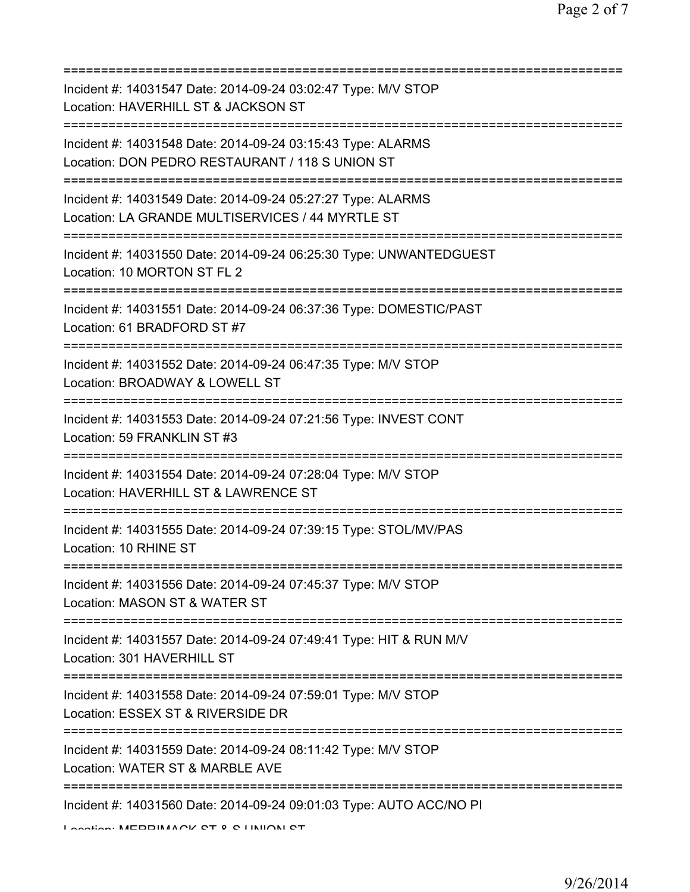===========================================================================
Incident #: 14031547 Date: 2014-09-24 03:02:47 Type: M/V STOP
Location: HAVERHILL ST & JACKSON ST
===========================================================================
Incident #: 14031548 Date: 2014-09-24 03:15:43 Type: ALARMS
Location: DON PEDRO RESTAURANT / 118 S UNION ST
===========================================================================
Incident #: 14031549 Date: 2014-09-24 05:27:27 Type: ALARMS
Location: LA GRANDE MULTISERVICES / 44 MYRTLE ST
===========================================================================
Incident #: 14031550 Date: 2014-09-24 06:25:30 Type: UNWANTEDGUEST
Location: 10 MORTON ST FL 2
===========================================================================
Incident #: 14031551 Date: 2014-09-24 06:37:36 Type: DOMESTIC/PAST
Location: 61 BRADFORD ST #7
===========================================================================
Incident #: 14031552 Date: 2014-09-24 06:47:35 Type: M/V STOP
Location: BROADWAY & LOWELL ST
===========================================================================
Incident #: 14031553 Date: 2014-09-24 07:21:56 Type: INVEST CONT
Location: 59 FRANKLIN ST #3
===========================================================================
Incident #: 14031554 Date: 2014-09-24 07:28:04 Type: M/V STOP
Location: HAVERHILL ST & LAWRENCE ST
===========================================================================
Incident #: 14031555 Date: 2014-09-24 07:39:15 Type: STOL/MV/PAS
Location: 10 RHINE ST
===========================================================================
Incident #: 14031556 Date: 2014-09-24 07:45:37 Type: M/V STOP
Location: MASON ST & WATER ST
===========================================================================
Incident #: 14031557 Date: 2014-09-24 07:49:41 Type: HIT & RUN M/V
Location: 301 HAVERHILL ST
===========================================================================
Incident #: 14031558 Date: 2014-09-24 07:59:01 Type: M/V STOP
Location: ESSEX ST & RIVERSIDE DR
===========================================================================
Incident #: 14031559 Date: 2014-09-24 08:11:42 Type: M/V STOP
Location: WATER ST & MARBLE AVE
===========================================================================
Incident #: 14031560 Date: 2014-09-24 09:01:03 Type: AUTO ACC/NO PI
Location: MERRIMACK ST & S UNION ST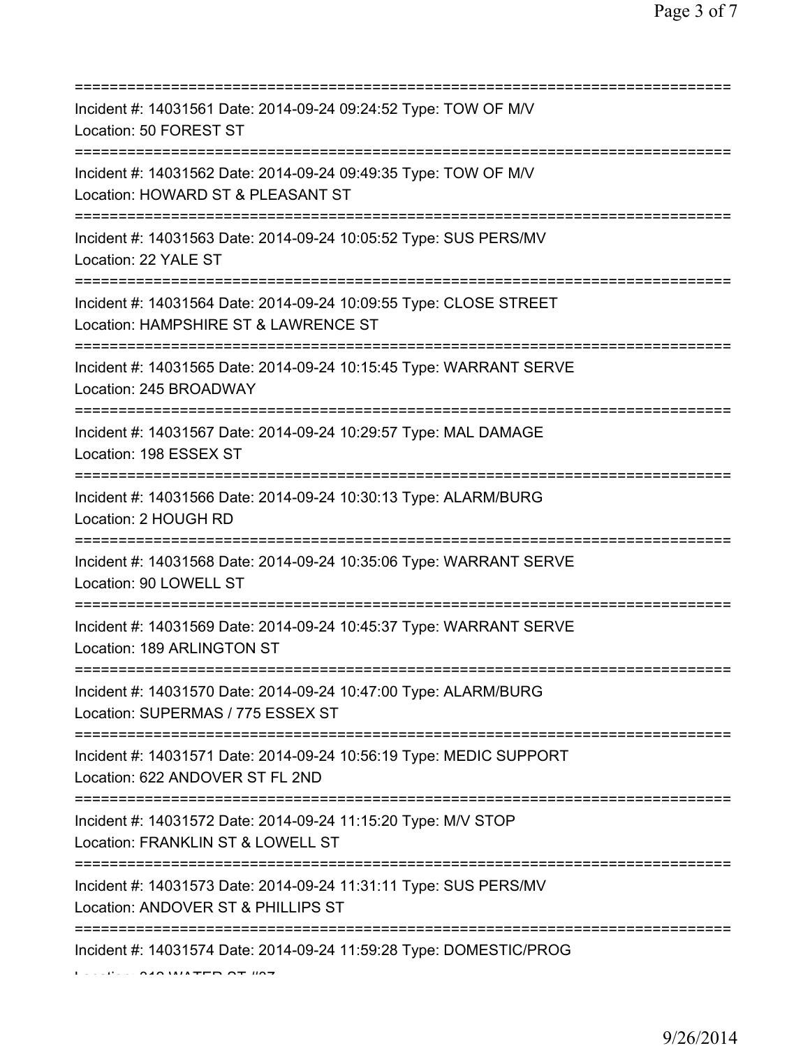===========================================================================
Incident #: 14031561 Date: 2014-09-24 09:24:52 Type: TOW OF M/V
Location: 50 FOREST ST
===========================================================================
Incident #: 14031562 Date: 2014-09-24 09:49:35 Type: TOW OF M/V
Location: HOWARD ST & PLEASANT ST
===========================================================================
Incident #: 14031563 Date: 2014-09-24 10:05:52 Type: SUS PERS/MV
Location: 22 YALE ST
===========================================================================
Incident #: 14031564 Date: 2014-09-24 10:09:55 Type: CLOSE STREET
Location: HAMPSHIRE ST & LAWRENCE ST
===========================================================================
Incident #: 14031565 Date: 2014-09-24 10:15:45 Type: WARRANT SERVE
Location: 245 BROADWAY
===========================================================================
Incident #: 14031567 Date: 2014-09-24 10:29:57 Type: MAL DAMAGE
Location: 198 ESSEX ST
===========================================================================
Incident #: 14031566 Date: 2014-09-24 10:30:13 Type: ALARM/BURG
Location: 2 HOUGH RD
===========================================================================
Incident #: 14031568 Date: 2014-09-24 10:35:06 Type: WARRANT SERVE
Location: 90 LOWELL ST
===========================================================================
Incident #: 14031569 Date: 2014-09-24 10:45:37 Type: WARRANT SERVE
Location: 189 ARLINGTON ST
===========================================================================
Incident #: 14031570 Date: 2014-09-24 10:47:00 Type: ALARM/BURG
Location: SUPERMAS / 775 ESSEX ST
===========================================================================
Incident #: 14031571 Date: 2014-09-24 10:56:19 Type: MEDIC SUPPORT
Location: 622 ANDOVER ST FL 2ND
===========================================================================
Incident #: 14031572 Date: 2014-09-24 11:15:20 Type: M/V STOP
Location: FRANKLIN ST & LOWELL ST
===========================================================================
Incident #: 14031573 Date: 2014-09-24 11:31:11 Type: SUS PERS/MV
Location: ANDOVER ST & PHILLIPS ST
===========================================================================
Incident #: 14031574 Date: 2014-09-24 11:59:28 Type: DOMESTIC/PROG
Location: 212 WATER ST #27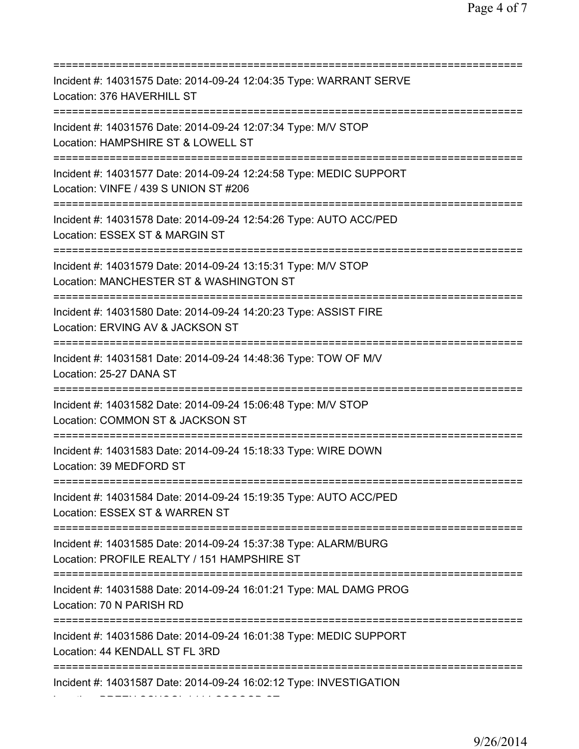===========================================================================
Incident #: 14031575 Date: 2014-09-24 12:04:35 Type: WARRANT SERVE
Location: 376 HAVERHILL ST
===========================================================================
Incident #: 14031576 Date: 2014-09-24 12:07:34 Type: M/V STOP
Location: HAMPSHIRE ST & LOWELL ST
===========================================================================
Incident #: 14031577 Date: 2014-09-24 12:24:58 Type: MEDIC SUPPORT
Location: VINFE / 439 S UNION ST #206
===========================================================================
Incident #: 14031578 Date: 2014-09-24 12:54:26 Type: AUTO ACC/PED
Location: ESSEX ST & MARGIN ST
===========================================================================
Incident #: 14031579 Date: 2014-09-24 13:15:31 Type: M/V STOP
Location: MANCHESTER ST & WASHINGTON ST
===========================================================================
Incident #: 14031580 Date: 2014-09-24 14:20:23 Type: ASSIST FIRE
Location: ERVING AV & JACKSON ST
===========================================================================
Incident #: 14031581 Date: 2014-09-24 14:48:36 Type: TOW OF M/V
Location: 25-27 DANA ST
===========================================================================
Incident #: 14031582 Date: 2014-09-24 15:06:48 Type: M/V STOP
Location: COMMON ST & JACKSON ST
===========================================================================
Incident #: 14031583 Date: 2014-09-24 15:18:33 Type: WIRE DOWN
Location: 39 MEDFORD ST
===========================================================================
Incident #: 14031584 Date: 2014-09-24 15:19:35 Type: AUTO ACC/PED
Location: ESSEX ST & WARREN ST
===========================================================================
Incident #: 14031585 Date: 2014-09-24 15:37:38 Type: ALARM/BURG
Location: PROFILE REALTY / 151 HAMPSHIRE ST
===========================================================================
Incident #: 14031588 Date: 2014-09-24 16:01:21 Type: MAL DAMG PROG
Location: 70 N PARISH RD
===========================================================================
Incident #: 14031586 Date: 2014-09-24 16:01:38 Type: MEDIC SUPPORT
Location: 44 KENDALL ST FL 3RD
===========================================================================
Incident #: 14031587 Date: 2014-09-24 16:02:12 Type: INVESTIGATION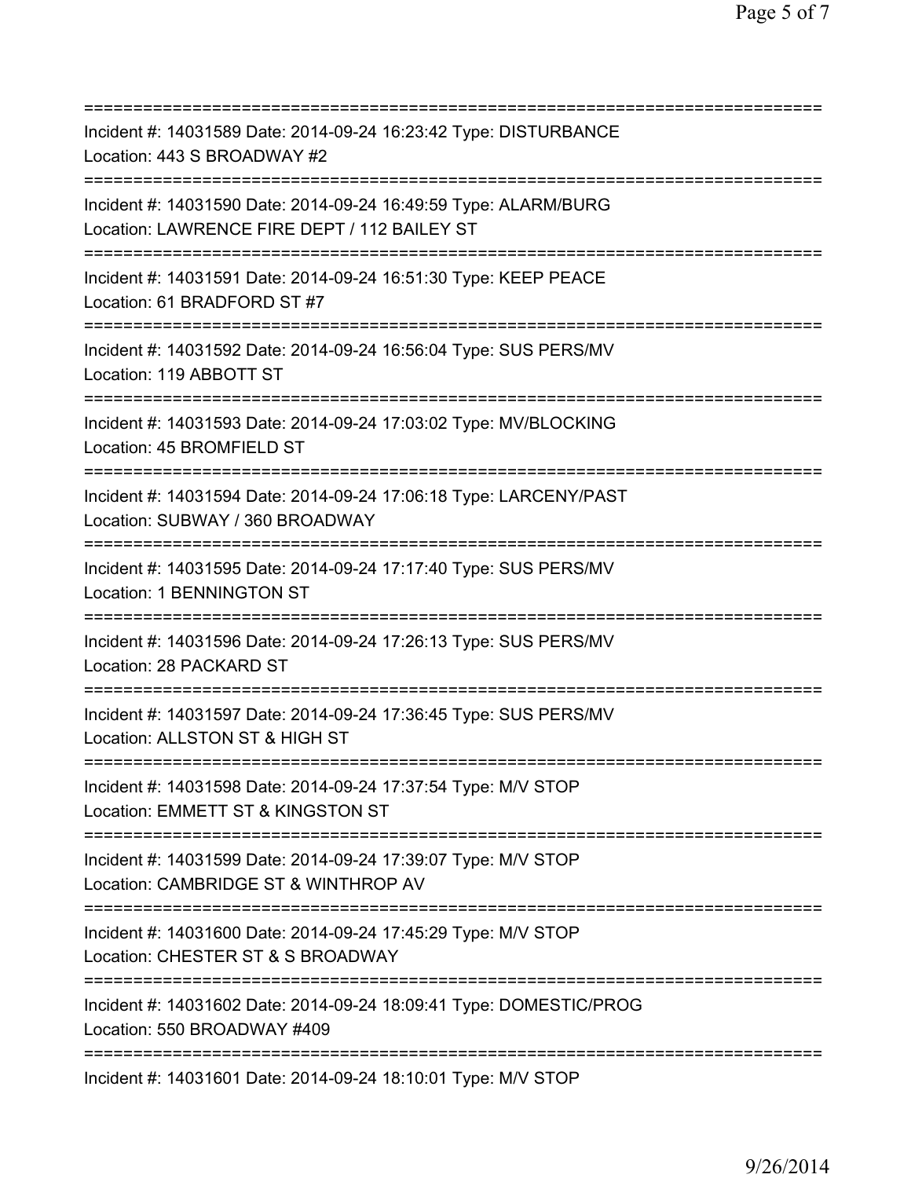===========================================================================
Incident #: 14031589 Date: 2014-09-24 16:23:42 Type: DISTURBANCE
Location: 443 S BROADWAY #2
===========================================================================
Incident #: 14031590 Date: 2014-09-24 16:49:59 Type: ALARM/BURG
Location: LAWRENCE FIRE DEPT / 112 BAILEY ST
===========================================================================
Incident #: 14031591 Date: 2014-09-24 16:51:30 Type: KEEP PEACE
Location: 61 BRADFORD ST #7
===========================================================================
Incident #: 14031592 Date: 2014-09-24 16:56:04 Type: SUS PERS/MV
Location: 119 ABBOTT ST
===========================================================================
Incident #: 14031593 Date: 2014-09-24 17:03:02 Type: MV/BLOCKING
Location: 45 BROMFIELD ST
===========================================================================
Incident #: 14031594 Date: 2014-09-24 17:06:18 Type: LARCENY/PAST
Location: SUBWAY / 360 BROADWAY
===========================================================================
Incident #: 14031595 Date: 2014-09-24 17:17:40 Type: SUS PERS/MV
Location: 1 BENNINGTON ST
===========================================================================
Incident #: 14031596 Date: 2014-09-24 17:26:13 Type: SUS PERS/MV
Location: 28 PACKARD ST
===========================================================================
Incident #: 14031597 Date: 2014-09-24 17:36:45 Type: SUS PERS/MV
Location: ALLSTON ST & HIGH ST
===========================================================================
Incident #: 14031598 Date: 2014-09-24 17:37:54 Type: M/V STOP
Location: EMMETT ST & KINGSTON ST
===========================================================================
Incident #: 14031599 Date: 2014-09-24 17:39:07 Type: M/V STOP
Location: CAMBRIDGE ST & WINTHROP AV
===========================================================================
Incident #: 14031600 Date: 2014-09-24 17:45:29 Type: M/V STOP
Location: CHESTER ST & S BROADWAY
===========================================================================
Incident #: 14031602 Date: 2014-09-24 18:09:41 Type: DOMESTIC/PROG
Location: 550 BROADWAY #409
===========================================================================
Incident #: 14031601 Date: 2014-09-24 18:10:01 Type: M/V STOP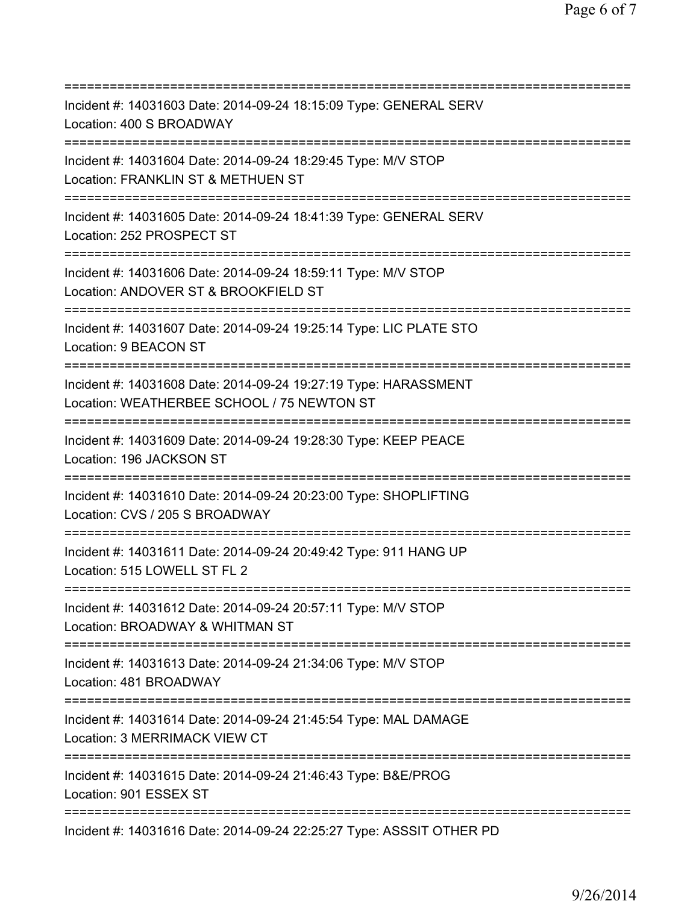===========================================================================
Incident #: 14031603 Date: 2014-09-24 18:15:09 Type: GENERAL SERV
Location: 400 S BROADWAY
===========================================================================
Incident #: 14031604 Date: 2014-09-24 18:29:45 Type: M/V STOP
Location: FRANKLIN ST & METHUEN ST
===========================================================================
Incident #: 14031605 Date: 2014-09-24 18:41:39 Type: GENERAL SERV
Location: 252 PROSPECT ST
===========================================================================
Incident #: 14031606 Date: 2014-09-24 18:59:11 Type: M/V STOP
Location: ANDOVER ST & BROOKFIELD ST
===========================================================================
Incident #: 14031607 Date: 2014-09-24 19:25:14 Type: LIC PLATE STO
Location: 9 BEACON ST
===========================================================================
Incident #: 14031608 Date: 2014-09-24 19:27:19 Type: HARASSMENT
Location: WEATHERBEE SCHOOL / 75 NEWTON ST
===========================================================================
Incident #: 14031609 Date: 2014-09-24 19:28:30 Type: KEEP PEACE
Location: 196 JACKSON ST
===========================================================================
Incident #: 14031610 Date: 2014-09-24 20:23:00 Type: SHOPLIFTING
Location: CVS / 205 S BROADWAY
===========================================================================
Incident #: 14031611 Date: 2014-09-24 20:49:42 Type: 911 HANG UP
Location: 515 LOWELL ST FL 2
===========================================================================
Incident #: 14031612 Date: 2014-09-24 20:57:11 Type: M/V STOP
Location: BROADWAY & WHITMAN ST
===========================================================================
Incident #: 14031613 Date: 2014-09-24 21:34:06 Type: M/V STOP
Location: 481 BROADWAY
===========================================================================
Incident #: 14031614 Date: 2014-09-24 21:45:54 Type: MAL DAMAGE
Location: 3 MERRIMACK VIEW CT
===========================================================================
Incident #: 14031615 Date: 2014-09-24 21:46:43 Type: B&E/PROG
Location: 901 ESSEX ST
===========================================================================
Incident #: 14031616 Date: 2014-09-24 22:25:27 Type: ASSSIT OTHER PD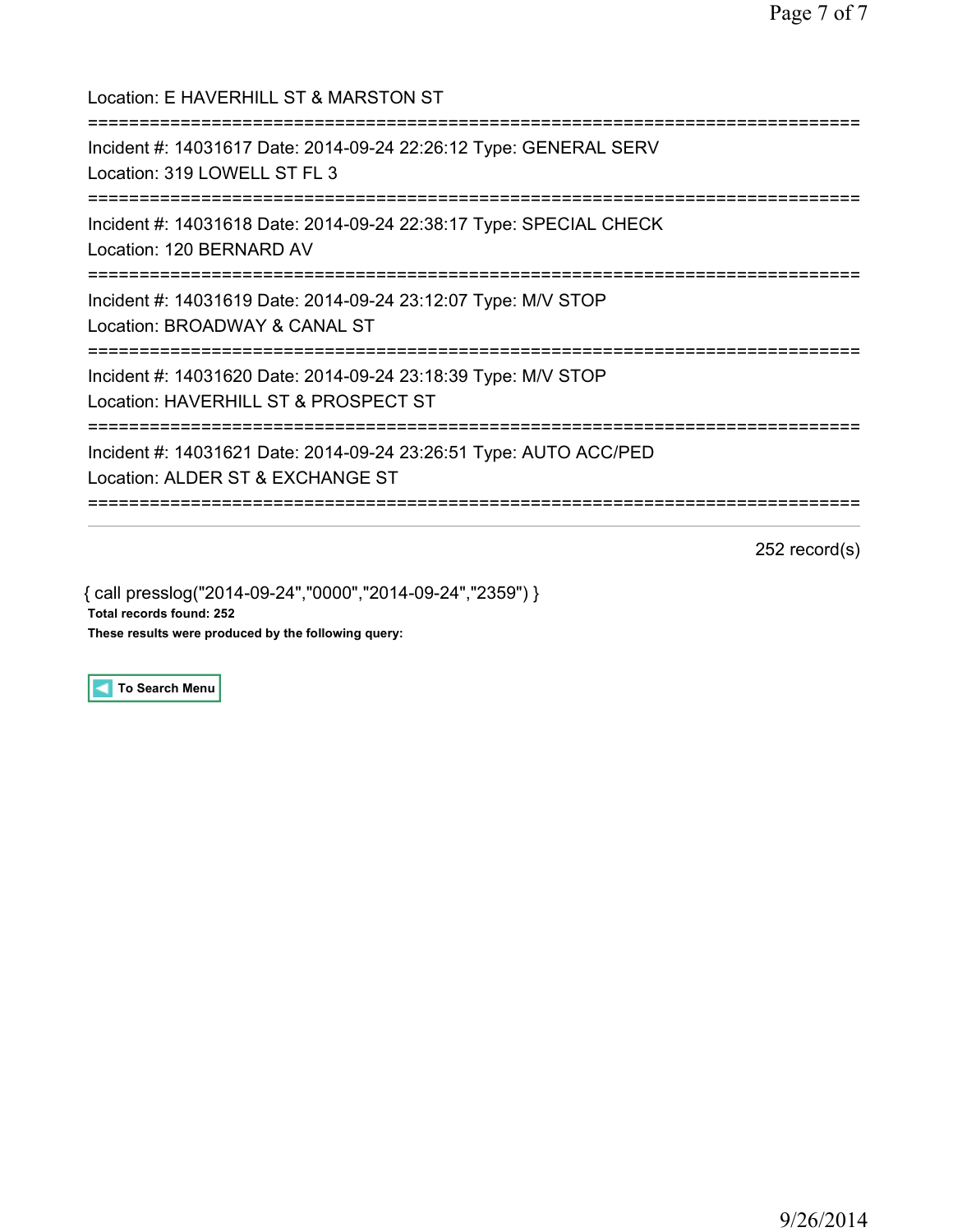Location: E HAVERHILL ST & MARSTON ST

===========================================================================

Incident #: 14031617 Date: 2014-09-24 22:26:12 Type: GENERAL SERV

Location: 319 LOWELL ST FL 3

===========================================================================

Incident #: 14031618 Date: 2014-09-24 22:38:17 Type: SPECIAL CHECK

Location: 120 BERNARD AV

===========================================================================

Incident #: 14031619 Date: 2014-09-24 23:12:07 Type: M/V STOP

Location: BROADWAY & CANAL ST

===========================================================================

Incident #: 14031620 Date: 2014-09-24 23:18:39 Type: M/V STOP

Location: HAVERHILL ST & PROSPECT ST

===========================================================================

Incident #: 14031621 Date: 2014-09-24 23:26:51 Type: AUTO ACC/PED

Location: ALDER ST & EXCHANGE ST

===========================================================================

252 record(s)

{ call presslog("2014-09-24","0000","2014-09-24","2359") }

**Total records found: 252**

**These results were produced by the following query:**

To Search Menu

9/26/2014